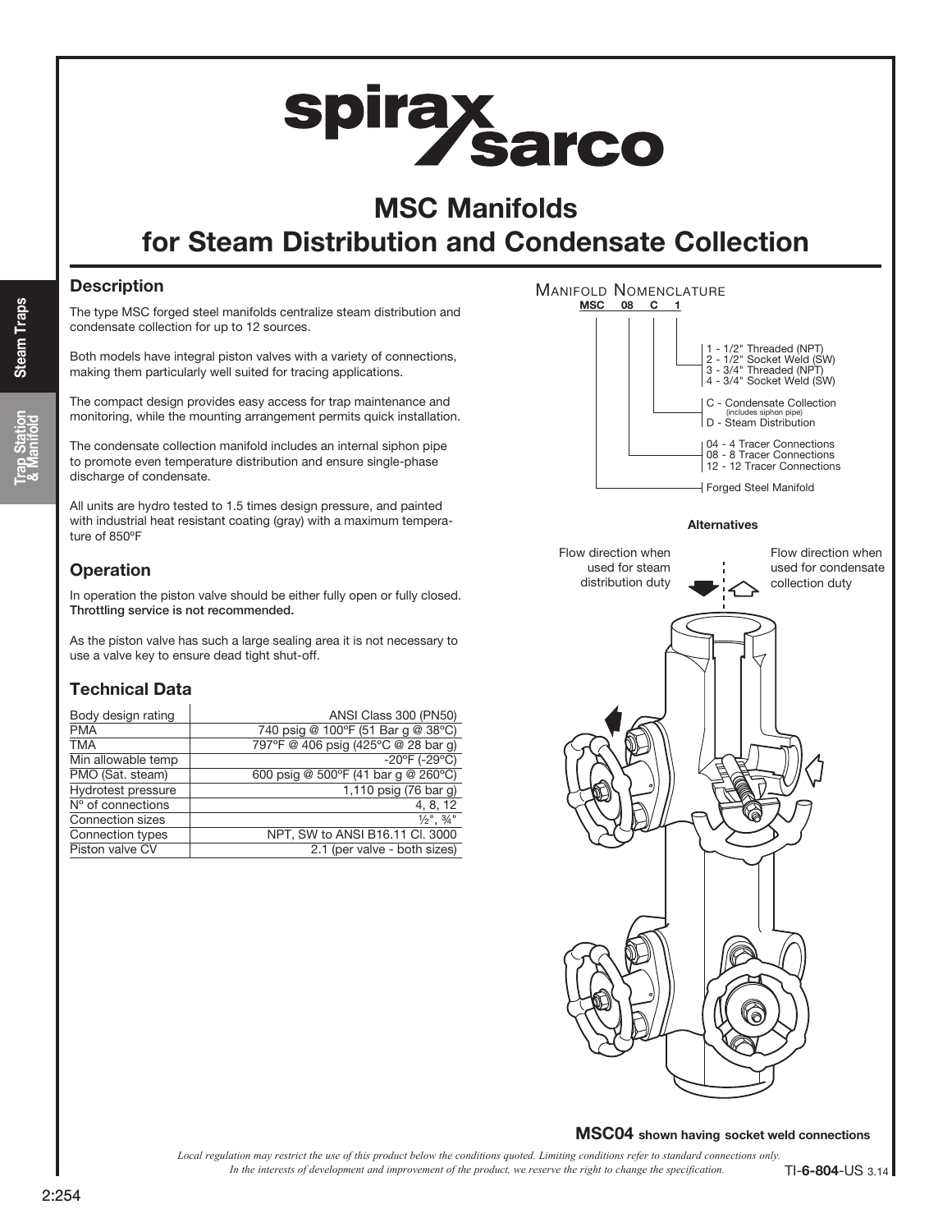# MSC Manifolds for Steam Distribution and Condensate Collection

## Description

The type MSC forged steel manifolds centralize steam distribution and condensate collection for up to 12 sources.

Both models have integral piston valves with a variety of connections, making them particularly well suited for tracing applications.

The compact design provides easy access for trap maintenance and monitoring, while the mounting arrangement permits quick installation.

The condensate collection manifold includes an internal siphon pipe to promote even temperature distribution and ensure single-phase discharge of condensate.

All units are hydro tested to 1.5 times design pressure, and painted with industrial heat resistant coating (gray) with a maximum temperature of 850°F

## Operation

In operation the piston valve should be either fully open or fully closed. **Throttling service is not recommended.**

As the piston valve has such a large sealing area it is not necessary to use a valve key to ensure dead tight shut-off.

## Technical Data

| | |
|---|---|
| Body design rating | ANSI Class 300 (PN50) |
| PMA | 740 psig @ 100°F (51 Bar g @ 38°C) |
| TMA | 797°F @ 406 psig (425°C @ 28 bar g) |
| Min allowable temp | -20°F (-29°C) |
| PMO (Sat. steam) | 600 psig @ 500°F (41 bar g @ 260°C) |
| Hydrotest pressure | 1,110 psig (76 bar g) |
| N° of connections | 4, 8, 12 |
| Connection sizes | ½", ¾" |
| Connection types | NPT, SW to ANSI B16.11 Cl. 3000 |
| Piston valve CV | 2.1 (per valve - both sizes) |

### Manifold Nomenclature

**MSC 08 C 1**

- 1 - 1/2" Threaded (NPT)
- 2 - 1/2" Socket Weld (SW)
- 3 - 3/4" Threaded (NPT)
- 4 - 3/4" Socket Weld (SW)

- C - Condensate Collection (includes siphon pipe)
- D - Steam Distribution

- 04 - 4 Tracer Connections
- 08 - 8 Tracer Connections
- 12 - 12 Tracer Connections

- Forged Steel Manifold

**Alternatives**

Flow direction when used for steam distribution duty

Flow direction when used for condensate collection duty

**MSC04** **shown having socket weld connections**

*Local regulation may restrict the use of this product below the conditions quoted. Limiting conditions refer to standard connections only.*
*In the interests of development and improvement of the product, we reserve the right to change the specification.*

TI-6-804-US 3.14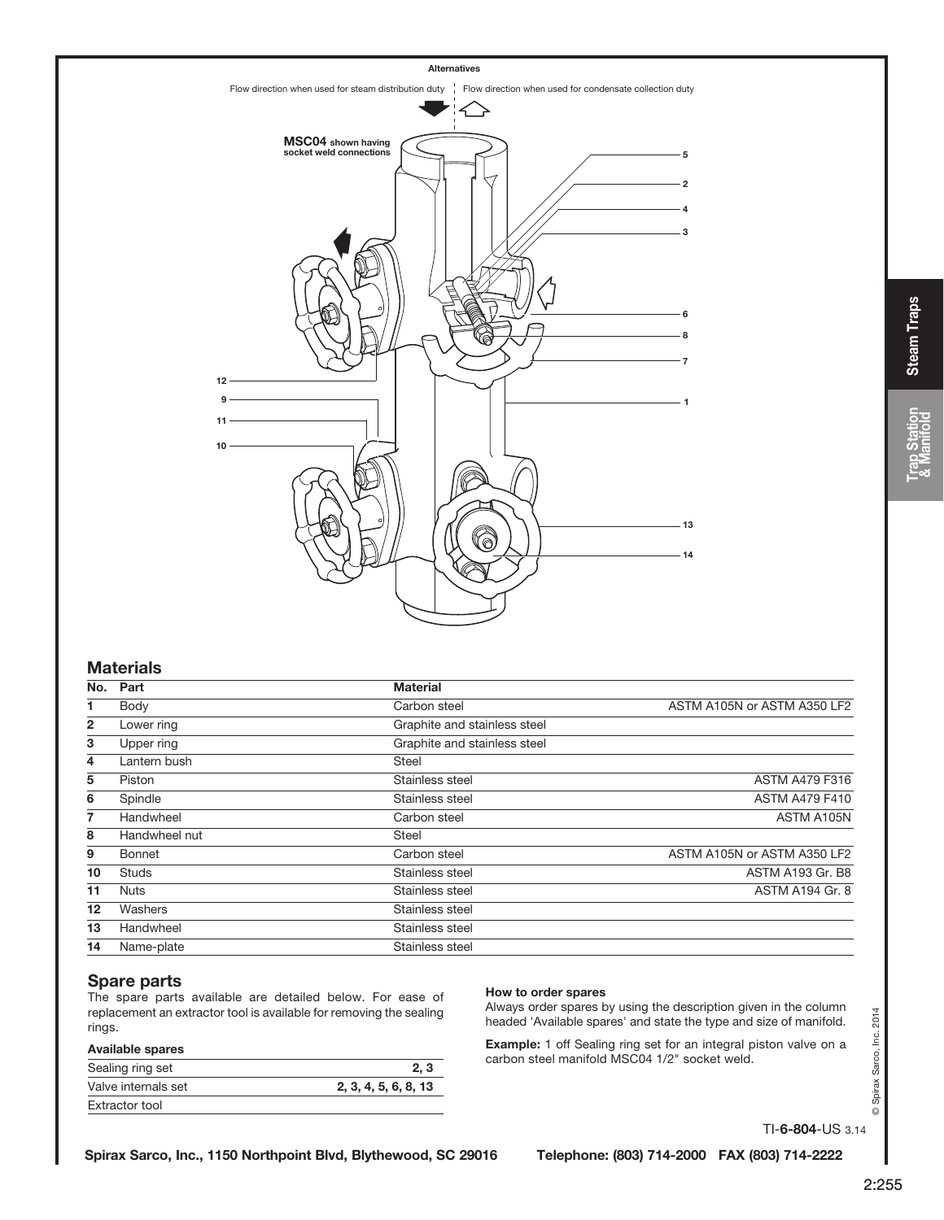## Materials

| No. | Part | Material | |
|---|---|---|---|
| 1 | Body | Carbon steel | ASTM A105N or ASTM A350 LF2 |
| 2 | Lower ring | Graphite and stainless steel | |
| 3 | Upper ring | Graphite and stainless steel | |
| 4 | Lantern bush | Steel | |
| 5 | Piston | Stainless steel | ASTM A479 F316 |
| 6 | Spindle | Stainless steel | ASTM A479 F410 |
| 7 | Handwheel | Carbon steel | ASTM A105N |
| 8 | Handwheel nut | Steel | |
| 9 | Bonnet | Carbon steel | ASTM A105N or ASTM A350 LF2 |
| 10 | Studs | Stainless steel | ASTM A193 Gr. B8 |
| 11 | Nuts | Stainless steel | ASTM A194 Gr. 8 |
| 12 | Washers | Stainless steel | |
| 13 | Handwheel | Stainless steel | |
| 14 | Name-plate | Stainless steel | |

## Spare parts

The spare parts available are detailed below. For ease of replacement an extractor tool is available for removing the sealing rings.

### Available spares

| | |
|---|---|
| Sealing ring set | 2, 3 |
| Valve internals set | 2, 3, 4, 5, 6, 8, 13 |
| Extractor tool | |

### How to order spares

Always order spares by using the description given in the column headed 'Available spares' and state the type and size of manifold.

**Example:** 1 off Sealing ring set for an integral piston valve on a carbon steel manifold MSC04 1/2" socket weld.

TI-**6-804**-US 3.14

**Spirax Sarco, Inc., 1150 Northpoint Blvd, Blythewood, SC 29016 Telephone: (803) 714-2000 FAX (803) 714-2222**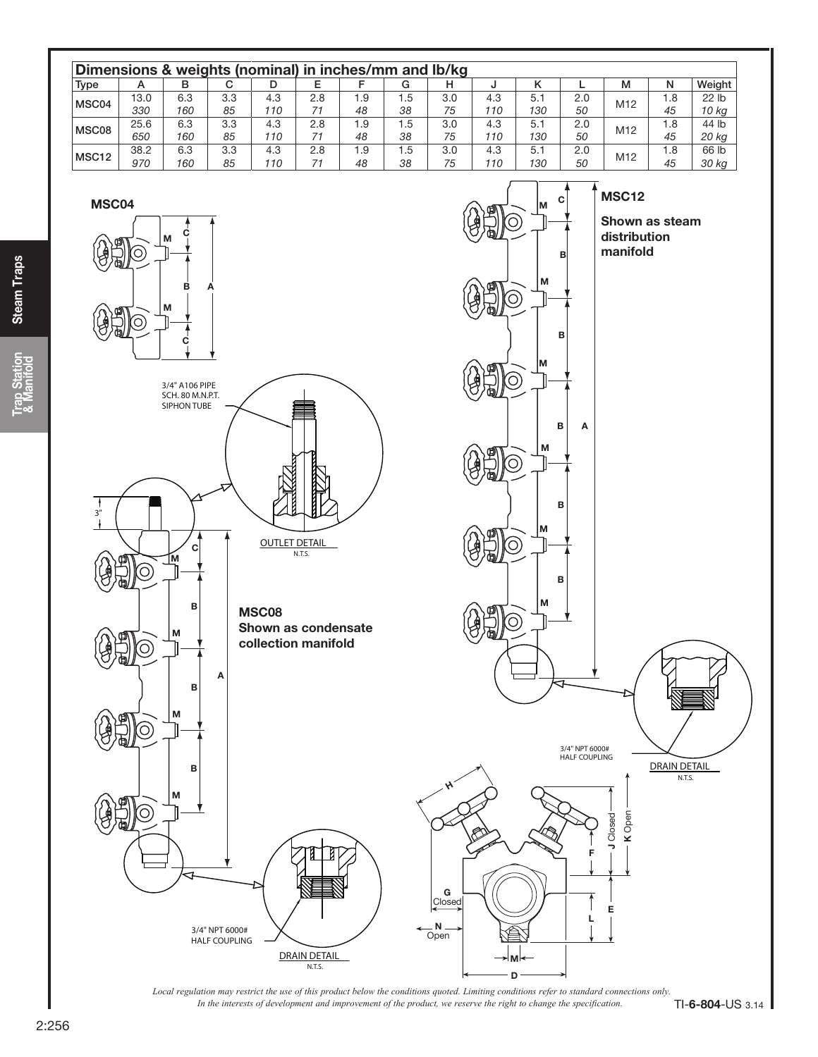## Dimensions & weights (nominal) in inches/mm and lb/kg

| Type | A | B | C | D | E | F | G | H | J | K | L | M | N | Weight |
|---|---|---|---|---|---|---|---|---|---|---|---|---|---|---|
| MSC04 | 13.0<br>*330* | 6.3<br>*160* | 3.3<br>*85* | 4.3<br>*110* | 2.8<br>*71* | 1.9<br>*48* | 1.5<br>*38* | 3.0<br>*75* | 4.3<br>*110* | 5.1<br>*130* | 2.0<br>*50* | M12 | 1.8<br>*45* | 22 lb<br>*10 kg* |
| MSC08 | 25.6<br>*650* | 6.3<br>*160* | 3.3<br>*85* | 4.3<br>*110* | 2.8<br>*71* | 1.9<br>*48* | 1.5<br>*38* | 3.0<br>*75* | 4.3<br>*110* | 5.1<br>*130* | 2.0<br>*50* | M12 | 1.8<br>*45* | 44 lb<br>*20 kg* |
| MSC12 | 38.2<br>*970* | 6.3<br>*160* | 3.3<br>*85* | 4.3<br>*110* | 2.8<br>*71* | 1.9<br>*48* | 1.5<br>*38* | 3.0<br>*75* | 4.3<br>*110* | 5.1<br>*130* | 2.0<br>*50* | M12 | 1.8<br>*45* | 66 lb<br>*30 kg* |

**MSC04**

**MSC08**
**Shown as condensate collection manifold**

3/4" A106 PIPE SCH. 80 M.N.P.T. SIPHON TUBE

OUTLET DETAIL
N.T.S.

3/4" NPT 6000# HALF COUPLING

DRAIN DETAIL
N.T.S.

**MSC12**
**Shown as steam distribution manifold**

3/4" NPT 6000# HALF COUPLING

DRAIN DETAIL
N.T.S.

*Local regulation may restrict the use of this product below the conditions quoted. Limiting conditions refer to standard connections only.*
*In the interests of development and improvement of the product, we reserve the right to change the specification.*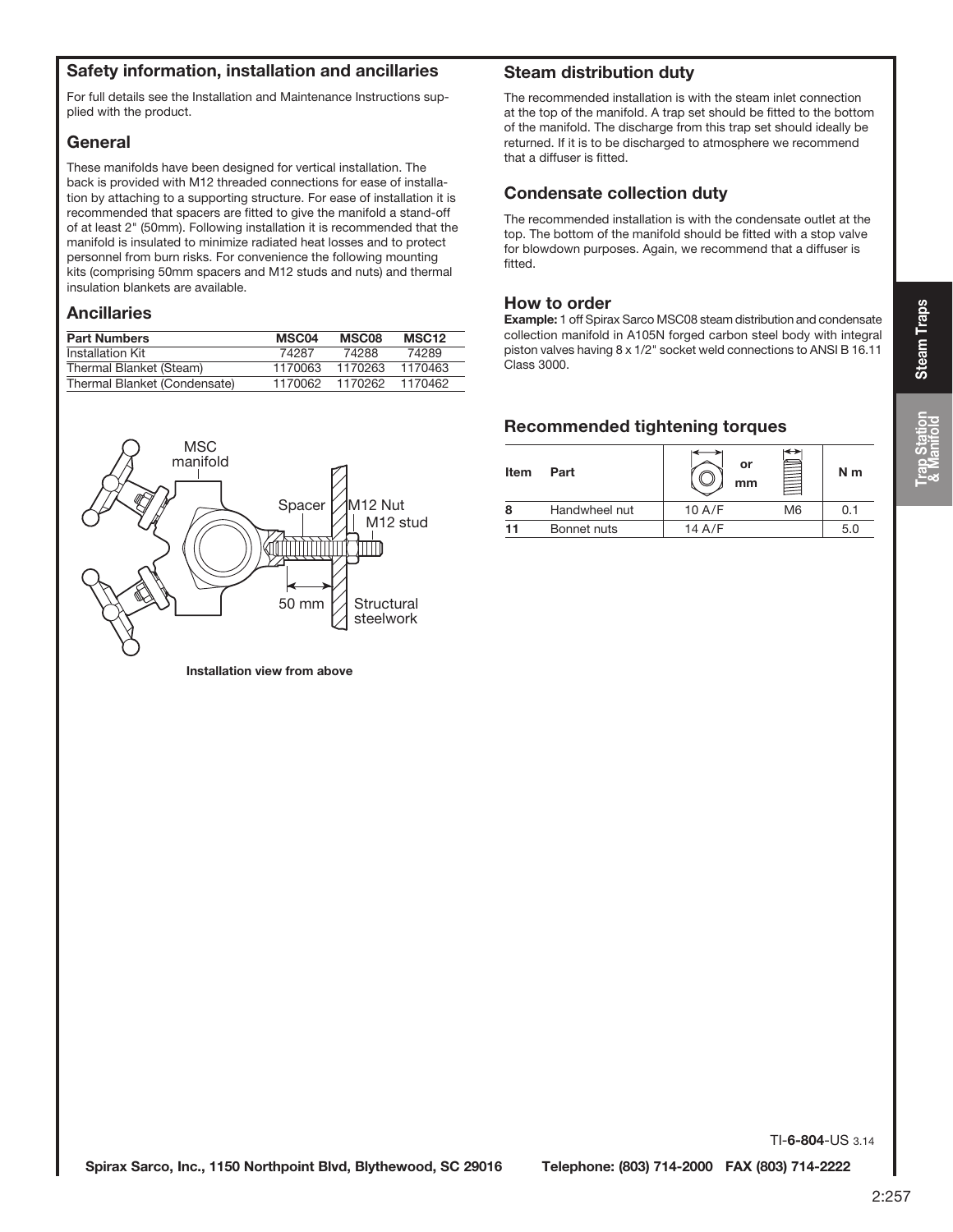## Safety information, installation and ancillaries

For full details see the Installation and Maintenance Instructions supplied with the product.

### General

These manifolds have been designed for vertical installation. The back is provided with M12 threaded connections for ease of installation by attaching to a supporting structure. For ease of installation it is recommended that spacers are fitted to give the manifold a stand-off of at least 2" (50mm). Following installation it is recommended that the manifold is insulated to minimize radiated heat losses and to protect personnel from burn risks. For convenience the following mounting kits (comprising 50mm spacers and M12 studs and nuts) and thermal insulation blankets are available.

### Ancillaries

| Part Numbers | MSC04 | MSC08 | MSC12 |
|---|---|---|---|
| Installation Kit | 74287 | 74288 | 74289 |
| Thermal Blanket (Steam) | 1170063 | 1170263 | 1170463 |
| Thermal Blanket (Condensate) | 1170062 | 1170262 | 1170462 |

MSC manifold
Spacer
M12 Nut
M12 stud
50 mm
Structural steelwork

**Installation view from above**

### Steam distribution duty

The recommended installation is with the steam inlet connection at the top of the manifold. A trap set should be fitted to the bottom of the manifold. The discharge from this trap set should ideally be returned. If it is to be discharged to atmosphere we recommend that a diffuser is fitted.

### Condensate collection duty

The recommended installation is with the condensate outlet at the top. The bottom of the manifold should be fitted with a stop valve for blowdown purposes. Again, we recommend that a diffuser is fitted.

### How to order

**Example:** 1 off Spirax Sarco MSC08 steam distribution and condensate collection manifold in A105N forged carbon steel body with integral piston valves having 8 x 1/2" socket weld connections to ANSI B 16.11 Class 3000.

### Recommended tightening torques

| Item | Part | (A/F) | or mm | N m |
|---|---|---|---|---|
| 8 | Handwheel nut | 10 A/F | M6 | 0.1 |
| 11 | Bonnet nuts | 14 A/F | | 5.0 |

TI-**6-804**-US 3.14

**Spirax Sarco, Inc., 1150 Northpoint Blvd, Blythewood, SC 29016 Telephone: (803) 714-2000 FAX (803) 714-2222**